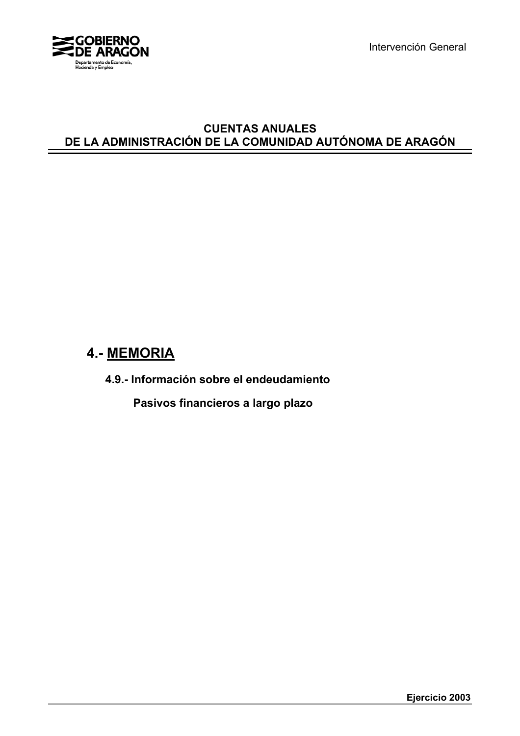GOBIERNO DE ARAGON

Departamento de Economía, Hacienda y Empleo

Intervención General

# CUENTAS ANUALES
# DE LA ADMINISTRACIÓN DE LA COMUNIDAD AUTÓNOMA DE ARAGÓN

## 4.- MEMORIA

### 4.9.- Información sobre el endeudamiento

#### Pasivos financieros a largo plazo

**Ejercicio 2003**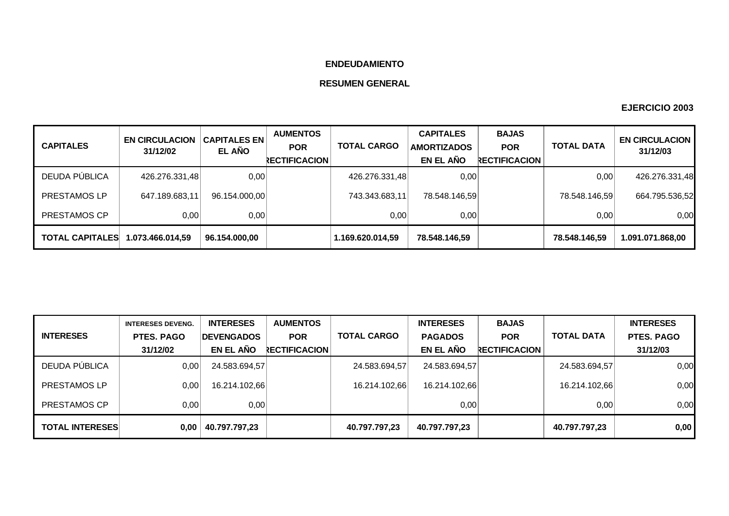**ENDEUDAMIENTO**

**RESUMEN GENERAL**

**EJERCICIO 2003**

| CAPITALES | EN CIRCULACION 31/12/02 | CAPITALES EN EL AÑO | AUMENTOS POR RECTIFICACION | TOTAL CARGO | CAPITALES AMORTIZADOS EN EL AÑO | BAJAS POR RECTIFICACION | TOTAL DATA | EN CIRCULACION 31/12/03 |
|---|---|---|---|---|---|---|---|---|
| DEUDA PÚBLICA | 426.276.331,48 | 0,00 | | 426.276.331,48 | 0,00 | | 0,00 | 426.276.331,48 |
| PRESTAMOS LP | 647.189.683,11 | 96.154.000,00 | | 743.343.683,11 | 78.548.146,59 | | 78.548.146,59 | 664.795.536,52 |
| PRESTAMOS CP | 0,00 | 0,00 | | 0,00 | 0,00 | | 0,00 | 0,00 |
| **TOTAL CAPITALES** | **1.073.466.014,59** | **96.154.000,00** | | **1.169.620.014,59** | **78.548.146,59** | | **78.548.146,59** | **1.091.071.868,00** |

| INTERESES | INTERESES DEVENG. PTES. PAGO 31/12/02 | INTERESES DEVENGADOS EN EL AÑO | AUMENTOS POR RECTIFICACION | TOTAL CARGO | INTERESES PAGADOS EN EL AÑO | BAJAS POR RECTIFICACION | TOTAL DATA | INTERESES PTES. PAGO 31/12/03 |
|---|---|---|---|---|---|---|---|---|
| DEUDA PÚBLICA | 0,00 | 24.583.694,57 | | 24.583.694,57 | 24.583.694,57 | | 24.583.694,57 | 0,00 |
| PRESTAMOS LP | 0,00 | 16.214.102,66 | | 16.214.102,66 | 16.214.102,66 | | 16.214.102,66 | 0,00 |
| PRESTAMOS CP | 0,00 | 0,00 | | | 0,00 | | 0,00 | 0,00 |
| **TOTAL INTERESES** | **0,00** | **40.797.797,23** | | **40.797.797,23** | **40.797.797,23** | | **40.797.797,23** | **0,00** |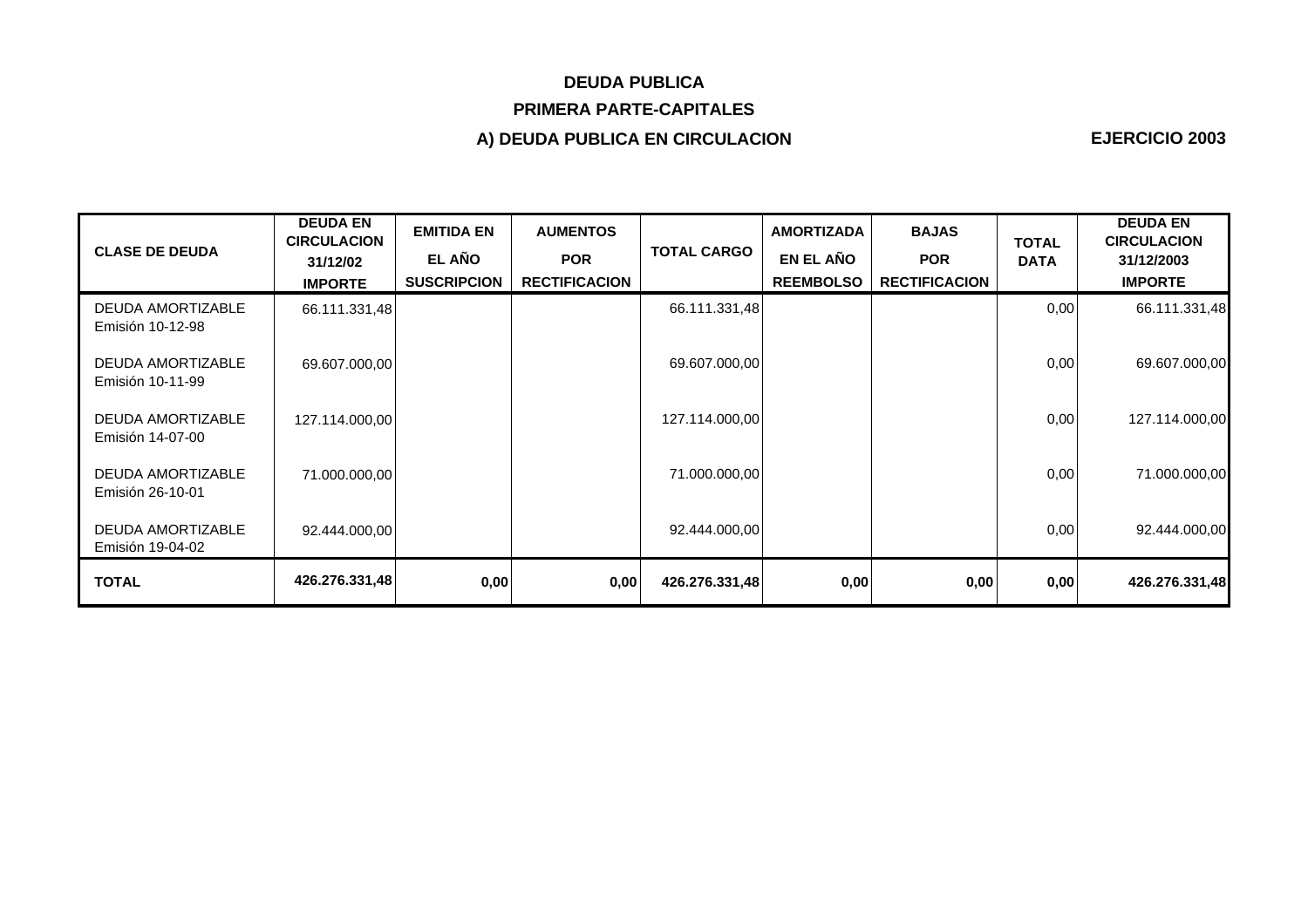# DEUDA PUBLICA

## PRIMERA PARTE-CAPITALES

### A) DEUDA PUBLICA EN CIRCULACION

**EJERCICIO 2003**

| CLASE DE DEUDA | DEUDA EN CIRCULACION 31/12/02 IMPORTE | EMITIDA EN EL AÑO SUSCRIPCION | AUMENTOS POR RECTIFICACION | TOTAL CARGO | AMORTIZADA EN EL AÑO REEMBOLSO | BAJAS POR RECTIFICACION | TOTAL DATA | DEUDA EN CIRCULACION 31/12/2003 IMPORTE |
|---|---|---|---|---|---|---|---|---|
| DEUDA AMORTIZABLE Emisión 10-12-98 | 66.111.331,48 | | | 66.111.331,48 | | | 0,00 | 66.111.331,48 |
| DEUDA AMORTIZABLE Emisión 10-11-99 | 69.607.000,00 | | | 69.607.000,00 | | | 0,00 | 69.607.000,00 |
| DEUDA AMORTIZABLE Emisión 14-07-00 | 127.114.000,00 | | | 127.114.000,00 | | | 0,00 | 127.114.000,00 |
| DEUDA AMORTIZABLE Emisión 26-10-01 | 71.000.000,00 | | | 71.000.000,00 | | | 0,00 | 71.000.000,00 |
| DEUDA AMORTIZABLE Emisión 19-04-02 | 92.444.000,00 | | | 92.444.000,00 | | | 0,00 | 92.444.000,00 |
| **TOTAL** | **426.276.331,48** | **0,00** | **0,00** | **426.276.331,48** | **0,00** | **0,00** | **0,00** | **426.276.331,48** |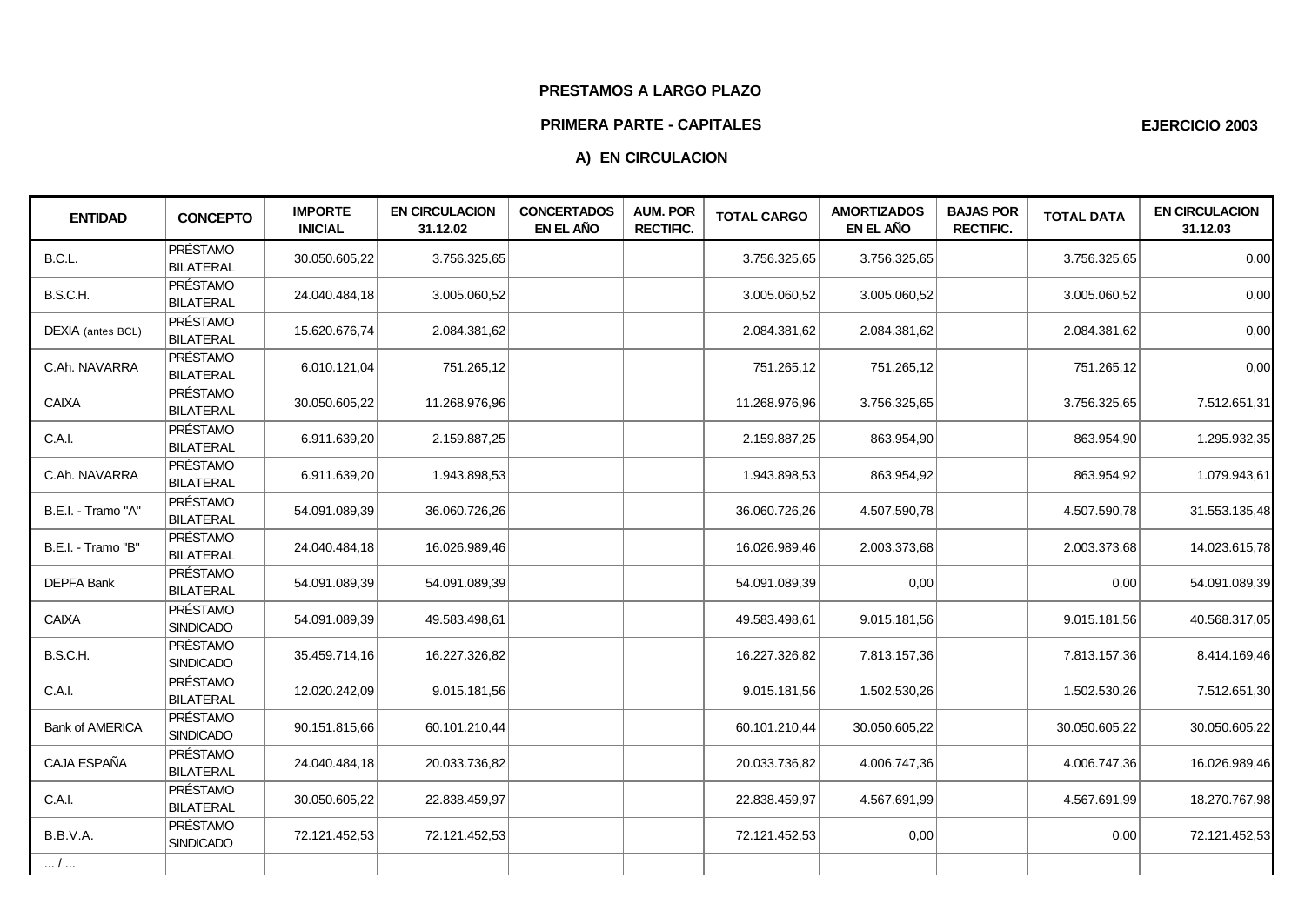**PRESTAMOS A LARGO PLAZO**

**PRIMERA PARTE - CAPITALES**

**EJERCICIO 2003**

**A) EN CIRCULACION**

| ENTIDAD | CONCEPTO | IMPORTE INICIAL | EN CIRCULACION 31.12.02 | CONCERTADOS EN EL AÑO | AUM. POR RECTIFIC. | TOTAL CARGO | AMORTIZADOS EN EL AÑO | BAJAS POR RECTIFIC. | TOTAL DATA | EN CIRCULACION 31.12.03 |
|---|---|---|---|---|---|---|---|---|---|---|
| B.C.L. | PRÉSTAMO BILATERAL | 30.050.605,22 | 3.756.325,65 | | | 3.756.325,65 | 3.756.325,65 | | 3.756.325,65 | 0,00 |
| B.S.C.H. | PRÉSTAMO BILATERAL | 24.040.484,18 | 3.005.060,52 | | | 3.005.060,52 | 3.005.060,52 | | 3.005.060,52 | 0,00 |
| DEXIA (antes BCL) | PRÉSTAMO BILATERAL | 15.620.676,74 | 2.084.381,62 | | | 2.084.381,62 | 2.084.381,62 | | 2.084.381,62 | 0,00 |
| C.Ah. NAVARRA | PRÉSTAMO BILATERAL | 6.010.121,04 | 751.265,12 | | | 751.265,12 | 751.265,12 | | 751.265,12 | 0,00 |
| CAIXA | PRÉSTAMO BILATERAL | 30.050.605,22 | 11.268.976,96 | | | 11.268.976,96 | 3.756.325,65 | | 3.756.325,65 | 7.512.651,31 |
| C.A.I. | PRÉSTAMO BILATERAL | 6.911.639,20 | 2.159.887,25 | | | 2.159.887,25 | 863.954,90 | | 863.954,90 | 1.295.932,35 |
| C.Ah. NAVARRA | PRÉSTAMO BILATERAL | 6.911.639,20 | 1.943.898,53 | | | 1.943.898,53 | 863.954,92 | | 863.954,92 | 1.079.943,61 |
| B.E.I. - Tramo "A" | PRÉSTAMO BILATERAL | 54.091.089,39 | 36.060.726,26 | | | 36.060.726,26 | 4.507.590,78 | | 4.507.590,78 | 31.553.135,48 |
| B.E.I. - Tramo "B" | PRÉSTAMO BILATERAL | 24.040.484,18 | 16.026.989,46 | | | 16.026.989,46 | 2.003.373,68 | | 2.003.373,68 | 14.023.615,78 |
| DEPFA Bank | PRÉSTAMO BILATERAL | 54.091.089,39 | 54.091.089,39 | | | 54.091.089,39 | 0,00 | | 0,00 | 54.091.089,39 |
| CAIXA | PRÉSTAMO SINDICADO | 54.091.089,39 | 49.583.498,61 | | | 49.583.498,61 | 9.015.181,56 | | 9.015.181,56 | 40.568.317,05 |
| B.S.C.H. | PRÉSTAMO SINDICADO | 35.459.714,16 | 16.227.326,82 | | | 16.227.326,82 | 7.813.157,36 | | 7.813.157,36 | 8.414.169,46 |
| C.A.I. | PRÉSTAMO BILATERAL | 12.020.242,09 | 9.015.181,56 | | | 9.015.181,56 | 1.502.530,26 | | 1.502.530,26 | 7.512.651,30 |
| Bank of AMERICA | PRÉSTAMO SINDICADO | 90.151.815,66 | 60.101.210,44 | | | 60.101.210,44 | 30.050.605,22 | | 30.050.605,22 | 30.050.605,22 |
| CAJA ESPAÑA | PRÉSTAMO BILATERAL | 24.040.484,18 | 20.033.736,82 | | | 20.033.736,82 | 4.006.747,36 | | 4.006.747,36 | 16.026.989,46 |
| C.A.I. | PRÉSTAMO BILATERAL | 30.050.605,22 | 22.838.459,97 | | | 22.838.459,97 | 4.567.691,99 | | 4.567.691,99 | 18.270.767,98 |
| B.B.V.A. | PRÉSTAMO SINDICADO | 72.121.452,53 | 72.121.452,53 | | | 72.121.452,53 | 0,00 | | 0,00 | 72.121.452,53 |
| ... / ... | | | | | | | | | | |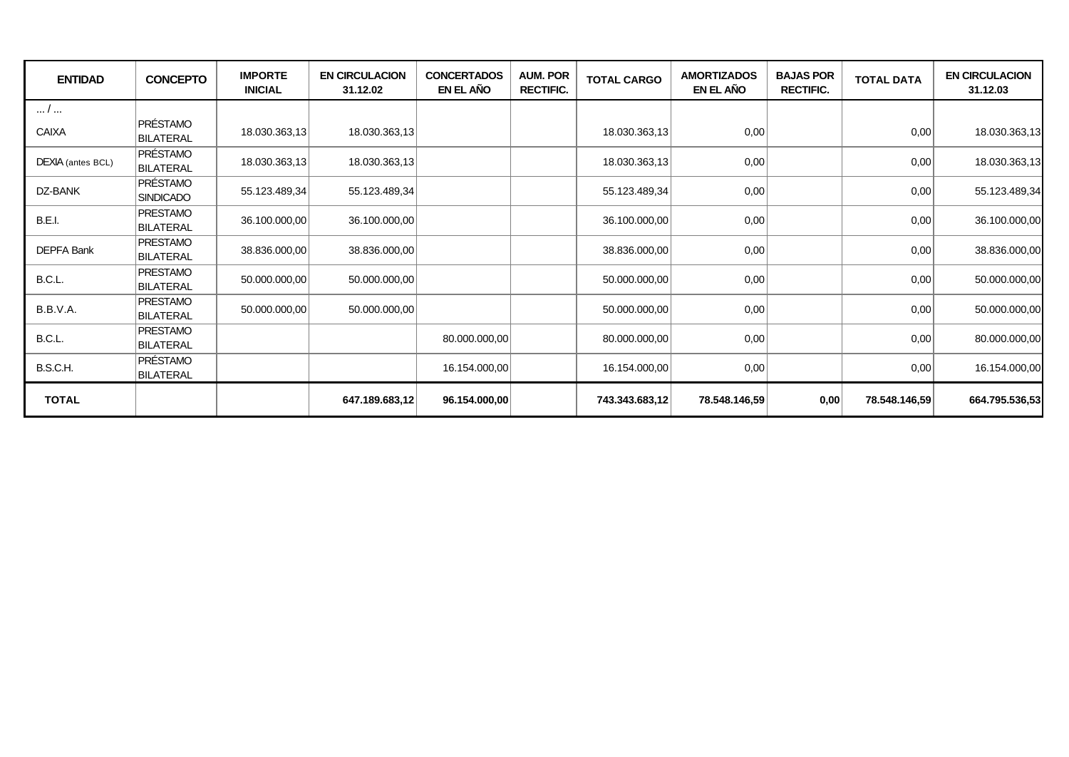| ENTIDAD | CONCEPTO | IMPORTE INICIAL | EN CIRCULACION 31.12.02 | CONCERTADOS EN EL AÑO | AUM. POR RECTIFIC. | TOTAL CARGO | AMORTIZADOS EN EL AÑO | BAJAS POR RECTIFIC. | TOTAL DATA | EN CIRCULACION 31.12.03 |
|---|---|---|---|---|---|---|---|---|---|---|
| ... / ... | | | | | | | | | | |
| CAIXA | PRÉSTAMO BILATERAL | 18.030.363,13 | 18.030.363,13 | | | 18.030.363,13 | 0,00 | | 0,00 | 18.030.363,13 |
| DEXIA (antes BCL) | PRÉSTAMO BILATERAL | 18.030.363,13 | 18.030.363,13 | | | 18.030.363,13 | 0,00 | | 0,00 | 18.030.363,13 |
| DZ-BANK | PRÉSTAMO SINDICADO | 55.123.489,34 | 55.123.489,34 | | | 55.123.489,34 | 0,00 | | 0,00 | 55.123.489,34 |
| B.E.I. | PRESTAMO BILATERAL | 36.100.000,00 | 36.100.000,00 | | | 36.100.000,00 | 0,00 | | 0,00 | 36.100.000,00 |
| DEPFA Bank | PRESTAMO BILATERAL | 38.836.000,00 | 38.836.000,00 | | | 38.836.000,00 | 0,00 | | 0,00 | 38.836.000,00 |
| B.C.L. | PRESTAMO BILATERAL | 50.000.000,00 | 50.000.000,00 | | | 50.000.000,00 | 0,00 | | 0,00 | 50.000.000,00 |
| B.B.V.A. | PRESTAMO BILATERAL | 50.000.000,00 | 50.000.000,00 | | | 50.000.000,00 | 0,00 | | 0,00 | 50.000.000,00 |
| B.C.L. | PRESTAMO BILATERAL | | | 80.000.000,00 | | 80.000.000,00 | 0,00 | | 0,00 | 80.000.000,00 |
| B.S.C.H. | PRÉSTAMO BILATERAL | | | 16.154.000,00 | | 16.154.000,00 | 0,00 | | 0,00 | 16.154.000,00 |
| **TOTAL** | | | **647.189.683,12** | **96.154.000,00** | | **743.343.683,12** | **78.548.146,59** | **0,00** | **78.548.146,59** | **664.795.536,53** |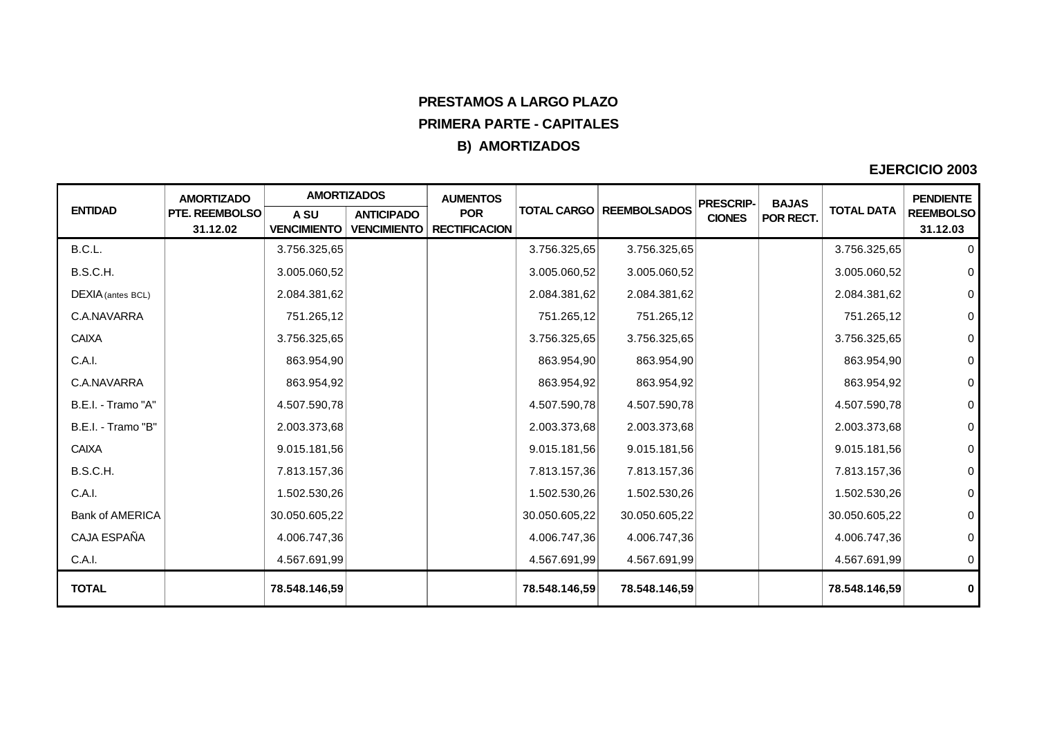# PRESTAMOS A LARGO PLAZO

## PRIMERA PARTE - CAPITALES

### B) AMORTIZADOS

**EJERCICIO 2003**

| ENTIDAD | AMORTIZADO PTE. REEMBOLSO 31.12.02 | AMORTIZADOS | | AUMENTOS POR RECTIFICACION | TOTAL CARGO | REEMBOLSADOS | PRESCRIP-CIONES | BAJAS POR RECT. | TOTAL DATA | PENDIENTE REEMBOLSO 31.12.03 |
|---|---|---|---|---|---|---|---|---|---|---|
| | | A SU VENCIMIENTO | ANTICIPADO VENCIMIENTO | | | | | | | |
| B.C.L. | | 3.756.325,65 | | | 3.756.325,65 | 3.756.325,65 | | | 3.756.325,65 | 0 |
| B.S.C.H. | | 3.005.060,52 | | | 3.005.060,52 | 3.005.060,52 | | | 3.005.060,52 | 0 |
| DEXIA (antes BCL) | | 2.084.381,62 | | | 2.084.381,62 | 2.084.381,62 | | | 2.084.381,62 | 0 |
| C.A.NAVARRA | | 751.265,12 | | | 751.265,12 | 751.265,12 | | | 751.265,12 | 0 |
| CAIXA | | 3.756.325,65 | | | 3.756.325,65 | 3.756.325,65 | | | 3.756.325,65 | 0 |
| C.A.I. | | 863.954,90 | | | 863.954,90 | 863.954,90 | | | 863.954,90 | 0 |
| C.A.NAVARRA | | 863.954,92 | | | 863.954,92 | 863.954,92 | | | 863.954,92 | 0 |
| B.E.I. - Tramo "A" | | 4.507.590,78 | | | 4.507.590,78 | 4.507.590,78 | | | 4.507.590,78 | 0 |
| B.E.I. - Tramo "B" | | 2.003.373,68 | | | 2.003.373,68 | 2.003.373,68 | | | 2.003.373,68 | 0 |
| CAIXA | | 9.015.181,56 | | | 9.015.181,56 | 9.015.181,56 | | | 9.015.181,56 | 0 |
| B.S.C.H. | | 7.813.157,36 | | | 7.813.157,36 | 7.813.157,36 | | | 7.813.157,36 | 0 |
| C.A.I. | | 1.502.530,26 | | | 1.502.530,26 | 1.502.530,26 | | | 1.502.530,26 | 0 |
| Bank of AMERICA | | 30.050.605,22 | | | 30.050.605,22 | 30.050.605,22 | | | 30.050.605,22 | 0 |
| CAJA ESPAÑA | | 4.006.747,36 | | | 4.006.747,36 | 4.006.747,36 | | | 4.006.747,36 | 0 |
| C.A.I. | | 4.567.691,99 | | | 4.567.691,99 | 4.567.691,99 | | | 4.567.691,99 | 0 |
| **TOTAL** | | **78.548.146,59** | | | **78.548.146,59** | **78.548.146,59** | | | **78.548.146,59** | **0** |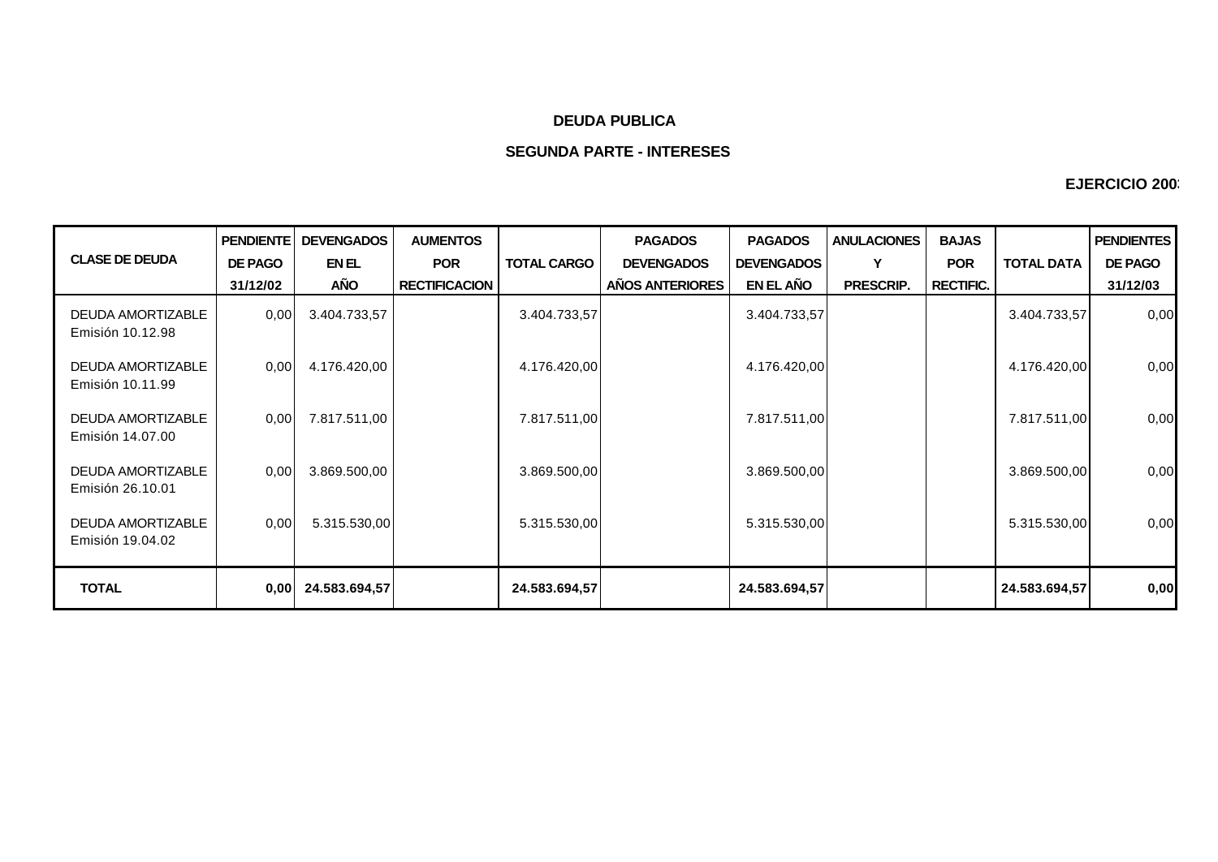**DEUDA PUBLICA**

**SEGUNDA PARTE - INTERESES**

**EJERCICIO 200**

| CLASE DE DEUDA | PENDIENTE DE PAGO 31/12/02 | DEVENGADOS EN EL AÑO | AUMENTOS POR RECTIFICACION | TOTAL CARGO | PAGADOS DEVENGADOS AÑOS ANTERIORES | PAGADOS DEVENGADOS EN EL AÑO | ANULACIONES Y PRESCRIP. | BAJAS POR RECTIFIC. | TOTAL DATA | PENDIENTES DE PAGO 31/12/03 |
|---|---|---|---|---|---|---|---|---|---|---|
| DEUDA AMORTIZABLE Emisión 10.12.98 | 0,00 | 3.404.733,57 | | 3.404.733,57 | | 3.404.733,57 | | | 3.404.733,57 | 0,00 |
| DEUDA AMORTIZABLE Emisión 10.11.99 | 0,00 | 4.176.420,00 | | 4.176.420,00 | | 4.176.420,00 | | | 4.176.420,00 | 0,00 |
| DEUDA AMORTIZABLE Emisión 14.07.00 | 0,00 | 7.817.511,00 | | 7.817.511,00 | | 7.817.511,00 | | | 7.817.511,00 | 0,00 |
| DEUDA AMORTIZABLE Emisión 26.10.01 | 0,00 | 3.869.500,00 | | 3.869.500,00 | | 3.869.500,00 | | | 3.869.500,00 | 0,00 |
| DEUDA AMORTIZABLE Emisión 19.04.02 | 0,00 | 5.315.530,00 | | 5.315.530,00 | | 5.315.530,00 | | | 5.315.530,00 | 0,00 |
| **TOTAL** | **0,00** | **24.583.694,57** | | **24.583.694,57** | | **24.583.694,57** | | | **24.583.694,57** | **0,00** |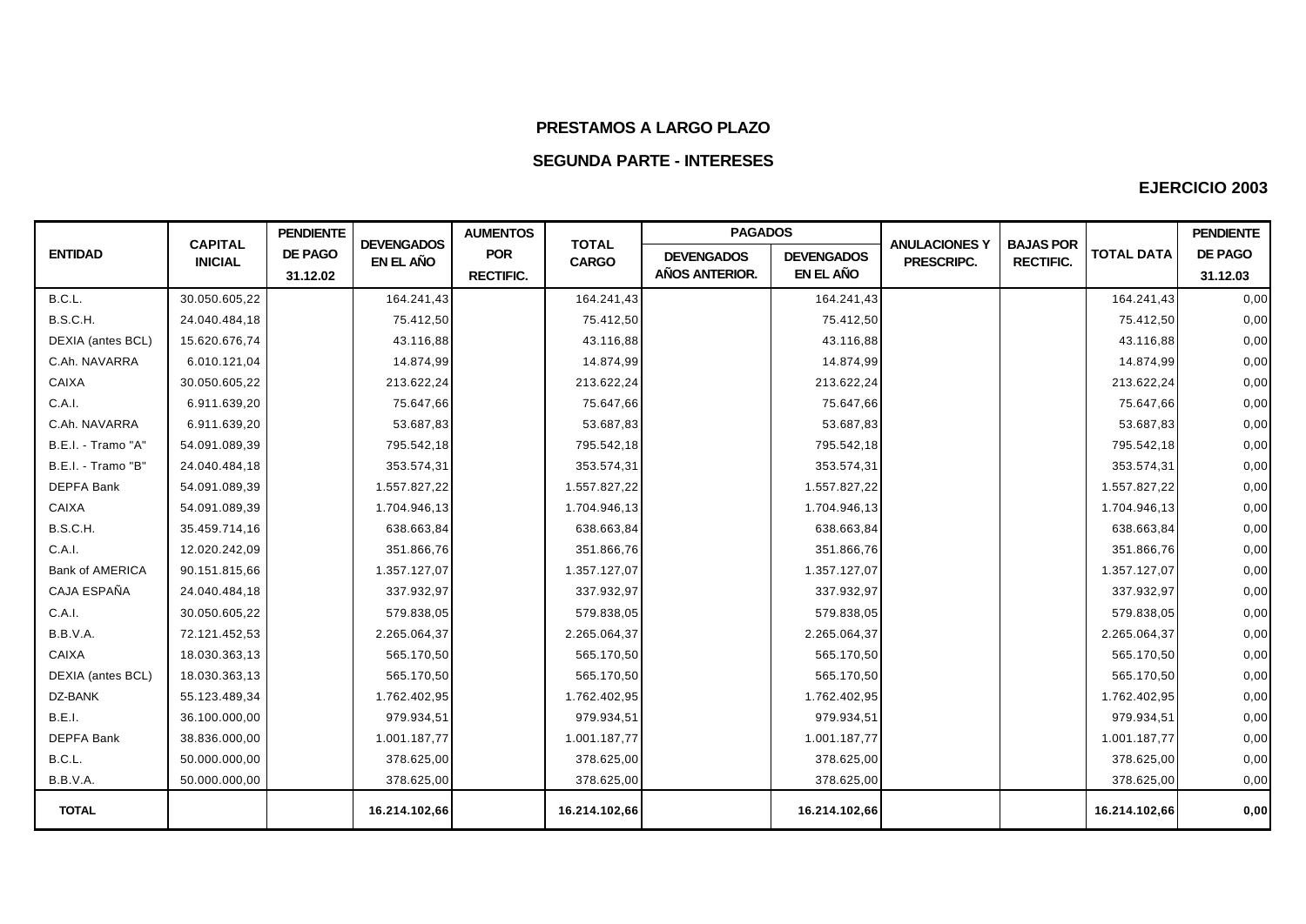### PRESTAMOS A LARGO PLAZO

### SEGUNDA PARTE - INTERESES

**EJERCICIO 2003**

| ENTIDAD | CAPITAL INICIAL | PENDIENTE DE PAGO 31.12.02 | DEVENGADOS EN EL AÑO | AUMENTOS POR RECTIFIC. | TOTAL CARGO | PAGADOS | | ANULACIONES Y PRESCRIPC. | BAJAS POR RECTIFIC. | TOTAL DATA | PENDIENTE DE PAGO 31.12.03 |
|---|---|---|---|---|---|---|---|---|---|---|---|
| | | | | | | DEVENGADOS AÑOS ANTERIOR. | DEVENGADOS EN EL AÑO | | | | |
| B.C.L. | 30.050.605,22 | | 164.241,43 | | 164.241,43 | | 164.241,43 | | | 164.241,43 | 0,00 |
| B.S.C.H. | 24.040.484,18 | | 75.412,50 | | 75.412,50 | | 75.412,50 | | | 75.412,50 | 0,00 |
| DEXIA (antes BCL) | 15.620.676,74 | | 43.116,88 | | 43.116,88 | | 43.116,88 | | | 43.116,88 | 0,00 |
| C.Ah. NAVARRA | 6.010.121,04 | | 14.874,99 | | 14.874,99 | | 14.874,99 | | | 14.874,99 | 0,00 |
| CAIXA | 30.050.605,22 | | 213.622,24 | | 213.622,24 | | 213.622,24 | | | 213.622,24 | 0,00 |
| C.A.I. | 6.911.639,20 | | 75.647,66 | | 75.647,66 | | 75.647,66 | | | 75.647,66 | 0,00 |
| C.Ah. NAVARRA | 6.911.639,20 | | 53.687,83 | | 53.687,83 | | 53.687,83 | | | 53.687,83 | 0,00 |
| B.E.I. - Tramo "A" | 54.091.089,39 | | 795.542,18 | | 795.542,18 | | 795.542,18 | | | 795.542,18 | 0,00 |
| B.E.I. - Tramo "B" | 24.040.484,18 | | 353.574,31 | | 353.574,31 | | 353.574,31 | | | 353.574,31 | 0,00 |
| DEPFA Bank | 54.091.089,39 | | 1.557.827,22 | | 1.557.827,22 | | 1.557.827,22 | | | 1.557.827,22 | 0,00 |
| CAIXA | 54.091.089,39 | | 1.704.946,13 | | 1.704.946,13 | | 1.704.946,13 | | | 1.704.946,13 | 0,00 |
| B.S.C.H. | 35.459.714,16 | | 638.663,84 | | 638.663,84 | | 638.663,84 | | | 638.663,84 | 0,00 |
| C.A.I. | 12.020.242,09 | | 351.866,76 | | 351.866,76 | | 351.866,76 | | | 351.866,76 | 0,00 |
| Bank of AMERICA | 90.151.815,66 | | 1.357.127,07 | | 1.357.127,07 | | 1.357.127,07 | | | 1.357.127,07 | 0,00 |
| CAJA ESPAÑA | 24.040.484,18 | | 337.932,97 | | 337.932,97 | | 337.932,97 | | | 337.932,97 | 0,00 |
| C.A.I. | 30.050.605,22 | | 579.838,05 | | 579.838,05 | | 579.838,05 | | | 579.838,05 | 0,00 |
| B.B.V.A. | 72.121.452,53 | | 2.265.064,37 | | 2.265.064,37 | | 2.265.064,37 | | | 2.265.064,37 | 0,00 |
| CAIXA | 18.030.363,13 | | 565.170,50 | | 565.170,50 | | 565.170,50 | | | 565.170,50 | 0,00 |
| DEXIA (antes BCL) | 18.030.363,13 | | 565.170,50 | | 565.170,50 | | 565.170,50 | | | 565.170,50 | 0,00 |
| DZ-BANK | 55.123.489,34 | | 1.762.402,95 | | 1.762.402,95 | | 1.762.402,95 | | | 1.762.402,95 | 0,00 |
| B.E.I. | 36.100.000,00 | | 979.934,51 | | 979.934,51 | | 979.934,51 | | | 979.934,51 | 0,00 |
| DEPFA Bank | 38.836.000,00 | | 1.001.187,77 | | 1.001.187,77 | | 1.001.187,77 | | | 1.001.187,77 | 0,00 |
| B.C.L. | 50.000.000,00 | | 378.625,00 | | 378.625,00 | | 378.625,00 | | | 378.625,00 | 0,00 |
| B.B.V.A. | 50.000.000,00 | | 378.625,00 | | 378.625,00 | | 378.625,00 | | | 378.625,00 | 0,00 |
| **TOTAL** | | | **16.214.102,66** | | **16.214.102,66** | | **16.214.102,66** | | | **16.214.102,66** | **0,00** |